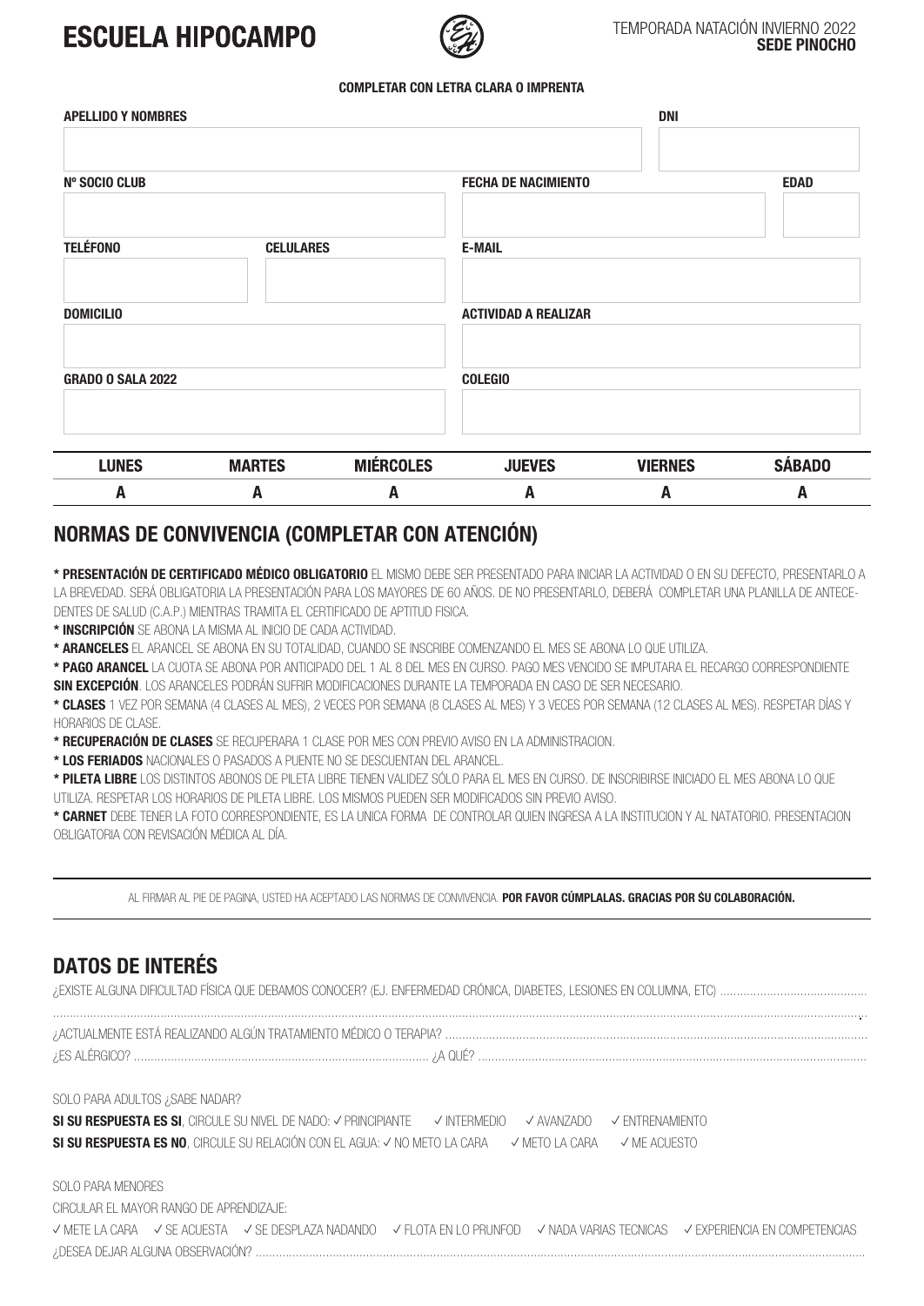# ESCUELA HIPOCAMPO

TEMPORADA NATACIÓN INVIERNO 2022
**SEDE PINOCHO**

**COMPLETAR CON LETRA CLARA O IMPRENTA**

**APELLIDO Y NOMBRES** | **DNI**

**Nº SOCIO CLUB** | **FECHA DE NACIMIENTO** | **EDAD**

**TELÉFONO** | **CELULARES** | **E-MAIL**

**DOMICILIO** | **ACTIVIDAD A REALIZAR**

**GRADO O SALA 2022** | **COLEGIO**

| LUNES | MARTES | MIÉRCOLES | JUEVES | VIERNES | SÁBADO |
|---|---|---|---|---|---|
| A | A | A | A | A | A |

## NORMAS DE CONVIVENCIA (COMPLETAR CON ATENCIÓN)

**\* PRESENTACIÓN DE CERTIFICADO MÉDICO OBLIGATORIO** EL MISMO DEBE SER PRESENTADO PARA INICIAR LA ACTIVIDAD O EN SU DEFECTO, PRESENTARLO A LA BREVEDAD. SERÁ OBLIGATORIA LA PRESENTACIÓN PARA LOS MAYORES DE 60 AÑOS. DE NO PRESENTARLO, DEBERÁ COMPLETAR UNA PLANILLA DE ANTECEDENTES DE SALUD (C.A.P.) MIENTRAS TRAMITA EL CERTIFICADO DE APTITUD FISICA.

**\* INSCRIPCIÓN** SE ABONA LA MISMA AL INICIO DE CADA ACTIVIDAD.

**\* ARANCELES** EL ARANCEL SE ABONA EN SU TOTALIDAD, CUANDO SE INSCRIBE COMENZANDO EL MES SE ABONA LO QUE UTILIZA.

**\* PAGO ARANCEL** LA CUOTA SE ABONA POR ANTICIPADO DEL 1 AL 8 DEL MES EN CURSO. PAGO MES VENCIDO SE IMPUTARA EL RECARGO CORRESPONDIENTE **SIN EXCEPCIÓN**. LOS ARANCELES PODRÁN SUFRIR MODIFICACIONES DURANTE LA TEMPORADA EN CASO DE SER NECESARIO.

**\* CLASES** 1 VEZ POR SEMANA (4 CLASES AL MES), 2 VECES POR SEMANA (8 CLASES AL MES) Y 3 VECES POR SEMANA (12 CLASES AL MES). RESPETAR DÍAS Y HORARIOS DE CLASE.

**\* RECUPERACIÓN DE CLASES** SE RECUPERARA 1 CLASE POR MES CON PREVIO AVISO EN LA ADMINISTRACION.

**\* LOS FERIADOS** NACIONALES O PASADOS A PUENTE NO SE DESCUENTAN DEL ARANCEL.

**\* PILETA LIBRE** LOS DISTINTOS ABONOS DE PILETA LIBRE TIENEN VALIDEZ SÓLO PARA EL MES EN CURSO. DE INSCRIBIRSE INICIADO EL MES ABONA LO QUE UTILIZA. RESPETAR LOS HORARIOS DE PILETA LIBRE. LOS MISMOS PUEDEN SER MODIFICADOS SIN PREVIO AVISO.

**\* CARNET** DEBE TENER LA FOTO CORRESPONDIENTE, ES LA UNICA FORMA DE CONTROLAR QUIEN INGRESA A LA INSTITUCION Y AL NATATORIO. PRESENTACION OBLIGATORIA CON REVISACIÓN MÉDICA AL DÍA.

---

AL FIRMAR AL PIE DE PAGINA, USTED HA ACEPTADO LAS NORMAS DE CONVIVENCIA. **POR FAVOR CÚMPLALAS. GRACIAS POR SU COLABORACIÓN.**

---

## DATOS DE INTERÉS

¿EXISTE ALGUNA DIFICULTAD FÍSICA QUE DEBAMOS CONOCER? (EJ. ENFERMEDAD CRÓNICA, DIABETES, LESIONES EN COLUMNA, ETC) ..........................................

.......................................................................................................................................................................................................

¿ACTUALMENTE ESTÁ REALIZANDO ALGÚN TRATAMIENTO MÉDICO O TERAPIA? ..........................................................................................................

¿ES ALÉRGICO? ........................................................................................ ¿A QUÉ? ..........................................................................................................

SOLO PARA ADULTOS ¿SABE NADAR?

**SI SU RESPUESTA ES SI**, CIRCULE SU NIVEL DE NADO: ✓ PRINCIPIANTE ✓ INTERMEDIO ✓ AVANZADO ✓ ENTRENAMIENTO

**SI SU RESPUESTA ES NO**, CIRCULE SU RELACIÓN CON EL AGUA: ✓ NO METO LA CARA ✓ METO LA CARA ✓ ME ACUESTO

SOLO PARA MENORES

CIRCULAR EL MAYOR RANGO DE APRENDIZAJE:

✓ METE LA CARA ✓ SE ACUESTA ✓ SE DESPLAZA NADANDO ✓ FLOTA EN LO PRUNFOD ✓ NADA VARIAS TECNICAS ✓ EXPERIENCIA EN COMPETENCIAS

¿DESEA DEJAR ALGUNA OBSERVACIÓN? .......................................................................................................................................................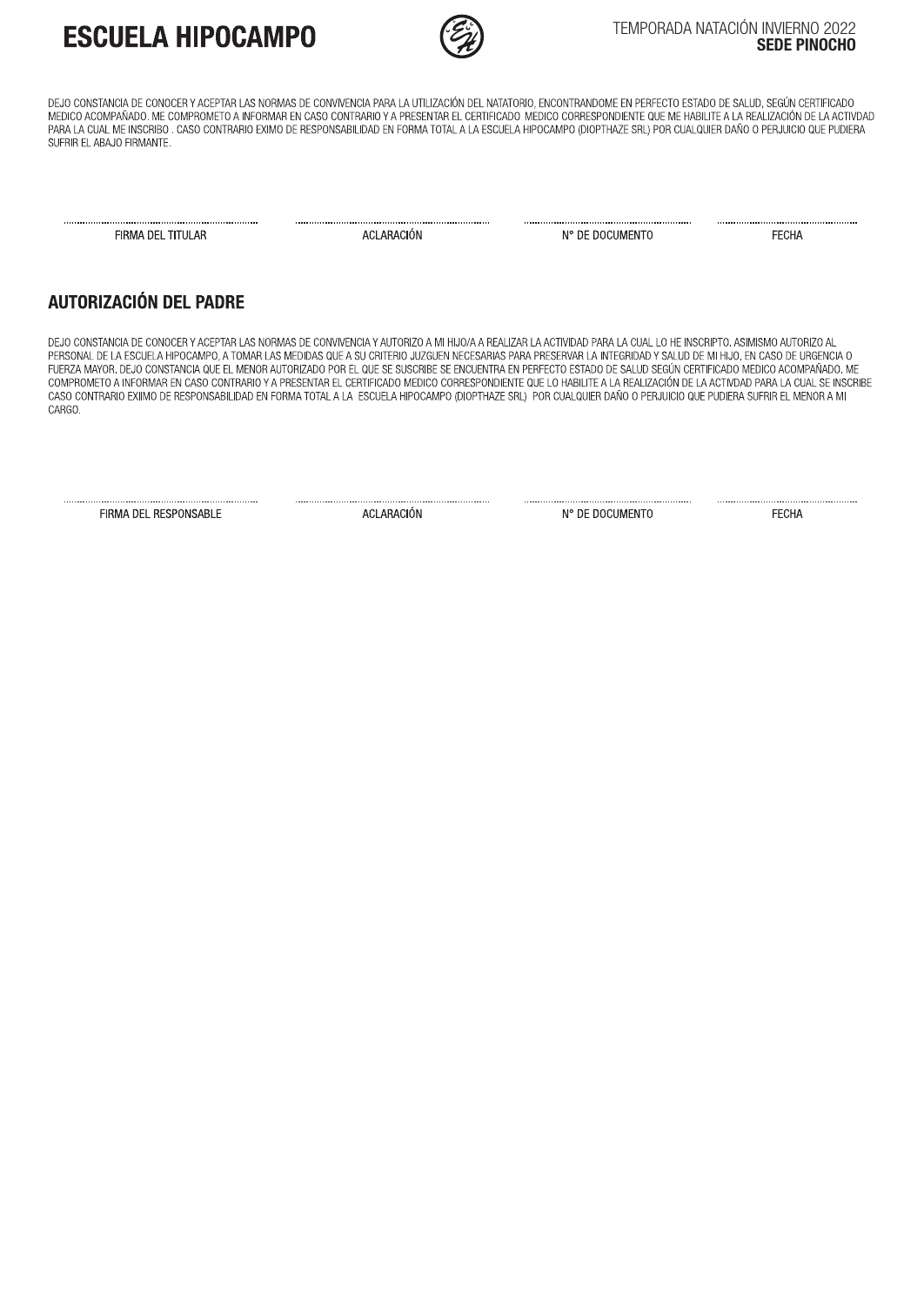# ESCUELA HIPOCAMPO

TEMPORADA NATACIÓN INVIERNO 2022
**SEDE PINOCHO**

DEJO CONSTANCIA DE CONOCER Y ACEPTAR LAS NORMAS DE CONVIVENCIA PARA LA UTILIZACIÓN DEL NATATORIO, ENCONTRANDOME EN PERFECTO ESTADO DE SALUD, SEGÚN CERTIFICADO MEDICO ACOMPAÑADO. ME COMPROMETO A INFORMAR EN CASO CONTRARIO Y A PRESENTAR EL CERTIFICADO MEDICO CORRESPONDIENTE QUE ME HABILITE A LA REALIZACIÓN DE LA ACTIVDAD PARA LA CUAL ME INSCRIBO . CASO CONTRARIO EXIMO DE RESPONSABILIDAD EN FORMA TOTAL A LA ESCUELA HIPOCAMPO (DIOPTHAZE SRL) POR CUALQUIER DAÑO O PERJUICIO QUE PUDIERA SUFRIR EL ABAJO FIRMANTE.

| FIRMA DEL TITULAR | ACLARACIÓN | N° DE DOCUMENTO | FECHA |
|---|---|---|---|

## AUTORIZACIÓN DEL PADRE

DEJO CONSTANCIA DE CONOCER Y ACEPTAR LAS NORMAS DE CONVIVENCIA Y AUTORIZO A MI HIJO/A A REALIZAR LA ACTIVIDAD PARA LA CUAL LO HE INSCRIPTO. ASIMISMO AUTORIZO AL PERSONAL DE LA ESCUELA HIPOCAMPO, A TOMAR LAS MEDIDAS QUE A SU CRITERIO JUZGUEN NECESARIAS PARA PRESERVAR LA INTEGRIDAD Y SALUD DE MI HIJO, EN CASO DE URGENCIA O FUERZA MAYOR. DEJO CONSTANCIA QUE EL MENOR AUTORIZADO POR EL QUE SE SUSCRIBE SE ENCUENTRA EN PERFECTO ESTADO DE SALUD SEGÚN CERTIFICADO MEDICO ACOMPAÑADO. ME COMPROMETO A INFORMAR EN CASO CONTRARIO Y A PRESENTAR EL CERTIFICADO MEDICO CORRESPONDIENTE QUE LO HABILITE A LA REALIZACIÓN DE LA ACTIVDAD PARA LA CUAL SE INSCRIBE CASO CONTRARIO EXIMO DE RESPONSABILIDAD EN FORMA TOTAL A LA ESCUELA HIPOCAMPO (DIOPTHAZE SRL) POR CUALQUIER DAÑO O PERJUICIO QUE PUDIERA SUFRIR EL MENOR A MI CARGO.

| FIRMA DEL RESPONSABLE | ACLARACIÓN | N° DE DOCUMENTO | FECHA |
|---|---|---|---|